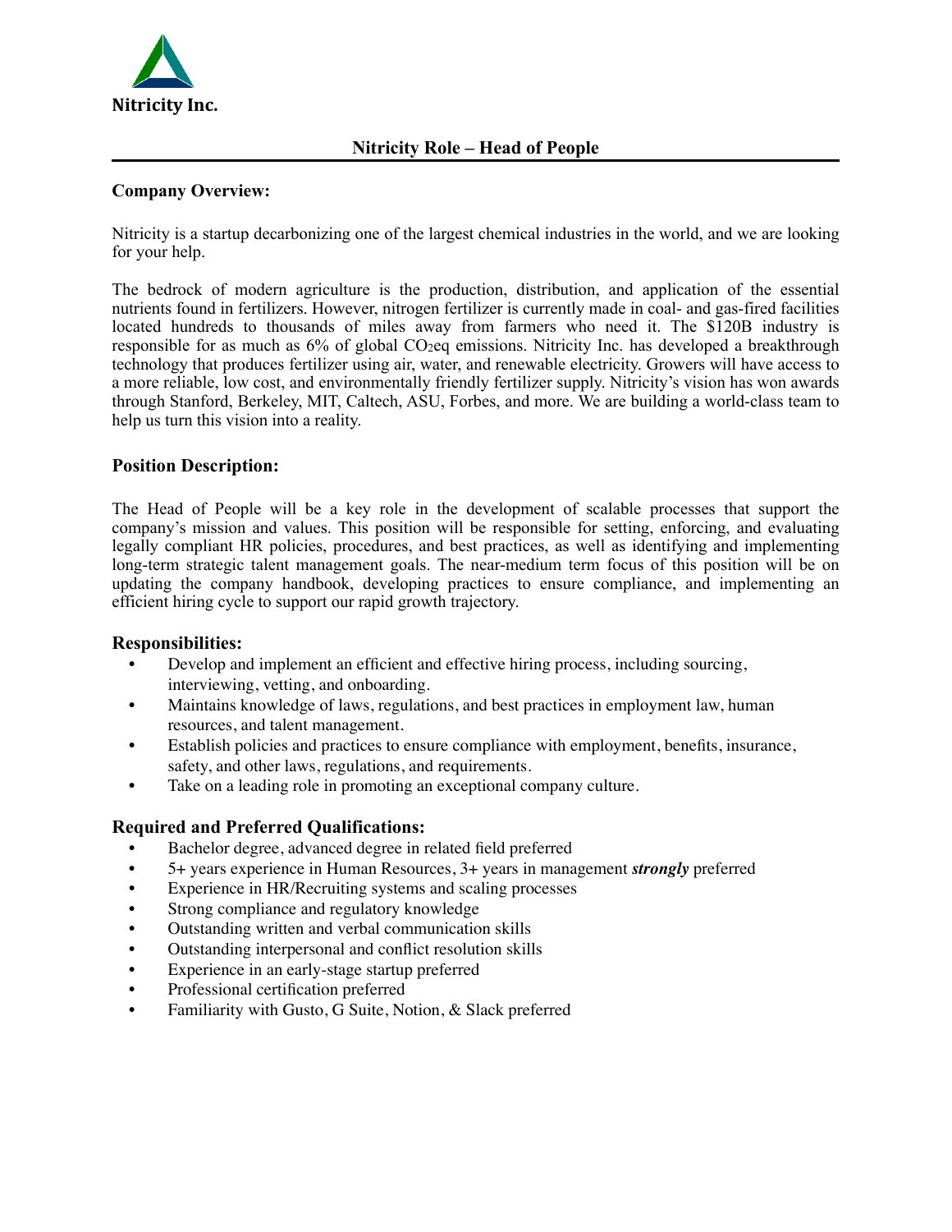Nitricity Inc.

# Nitricity Role – Head of People

## Company Overview:

Nitricity is a startup decarbonizing one of the largest chemical industries in the world, and we are looking for your help.

The bedrock of modern agriculture is the production, distribution, and application of the essential nutrients found in fertilizers. However, nitrogen fertilizer is currently made in coal- and gas-fired facilities located hundreds to thousands of miles away from farmers who need it. The $120B industry is responsible for as much as 6% of global $CO_2eq$ emissions. Nitricity Inc. has developed a breakthrough technology that produces fertilizer using air, water, and renewable electricity. Growers will have access to a more reliable, low cost, and environmentally friendly fertilizer supply. Nitricity's vision has won awards through Stanford, Berkeley, MIT, Caltech, ASU, Forbes, and more. We are building a world-class team to help us turn this vision into a reality.

## Position Description:

The Head of People will be a key role in the development of scalable processes that support the company's mission and values. This position will be responsible for setting, enforcing, and evaluating legally compliant HR policies, procedures, and best practices, as well as identifying and implementing long-term strategic talent management goals. The near-medium term focus of this position will be on updating the company handbook, developing practices to ensure compliance, and implementing an efficient hiring cycle to support our rapid growth trajectory.

## Responsibilities:

- Develop and implement an efficient and effective hiring process, including sourcing, interviewing, vetting, and onboarding.
- Maintains knowledge of laws, regulations, and best practices in employment law, human resources, and talent management.
- Establish policies and practices to ensure compliance with employment, benefits, insurance, safety, and other laws, regulations, and requirements.
- Take on a leading role in promoting an exceptional company culture.

## Required and Preferred Qualifications:

- Bachelor degree, advanced degree in related field preferred
- 5+ years experience in Human Resources, 3+ years in management ***strongly*** preferred
- Experience in HR/Recruiting systems and scaling processes
- Strong compliance and regulatory knowledge
- Outstanding written and verbal communication skills
- Outstanding interpersonal and conflict resolution skills
- Experience in an early-stage startup preferred
- Professional certification preferred
- Familiarity with Gusto, G Suite, Notion, & Slack preferred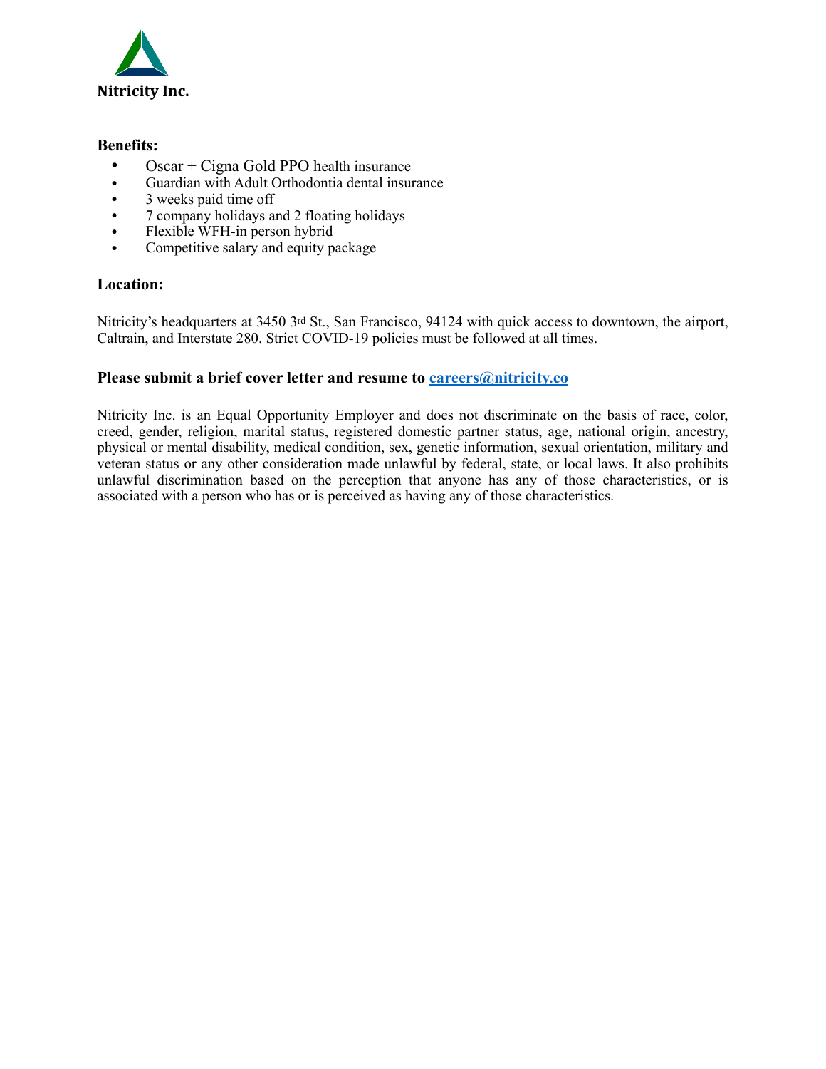**Nitricity Inc.**

### Benefits:

- Oscar + Cigna Gold PPO health insurance
- Guardian with Adult Orthodontia dental insurance
- 3 weeks paid time off
- 7 company holidays and 2 floating holidays
- Flexible WFH-in person hybrid
- Competitive salary and equity package

### Location:

Nitricity's headquarters at 3450 3rd St., San Francisco, 94124 with quick access to downtown, the airport, Caltrain, and Interstate 280. Strict COVID-19 policies must be followed at all times.

### Please submit a brief cover letter and resume to [careers@nitricity.co](mailto:careers@nitricity.co)

Nitricity Inc. is an Equal Opportunity Employer and does not discriminate on the basis of race, color, creed, gender, religion, marital status, registered domestic partner status, age, national origin, ancestry, physical or mental disability, medical condition, sex, genetic information, sexual orientation, military and veteran status or any other consideration made unlawful by federal, state, or local laws. It also prohibits unlawful discrimination based on the perception that anyone has any of those characteristics, or is associated with a person who has or is perceived as having any of those characteristics.